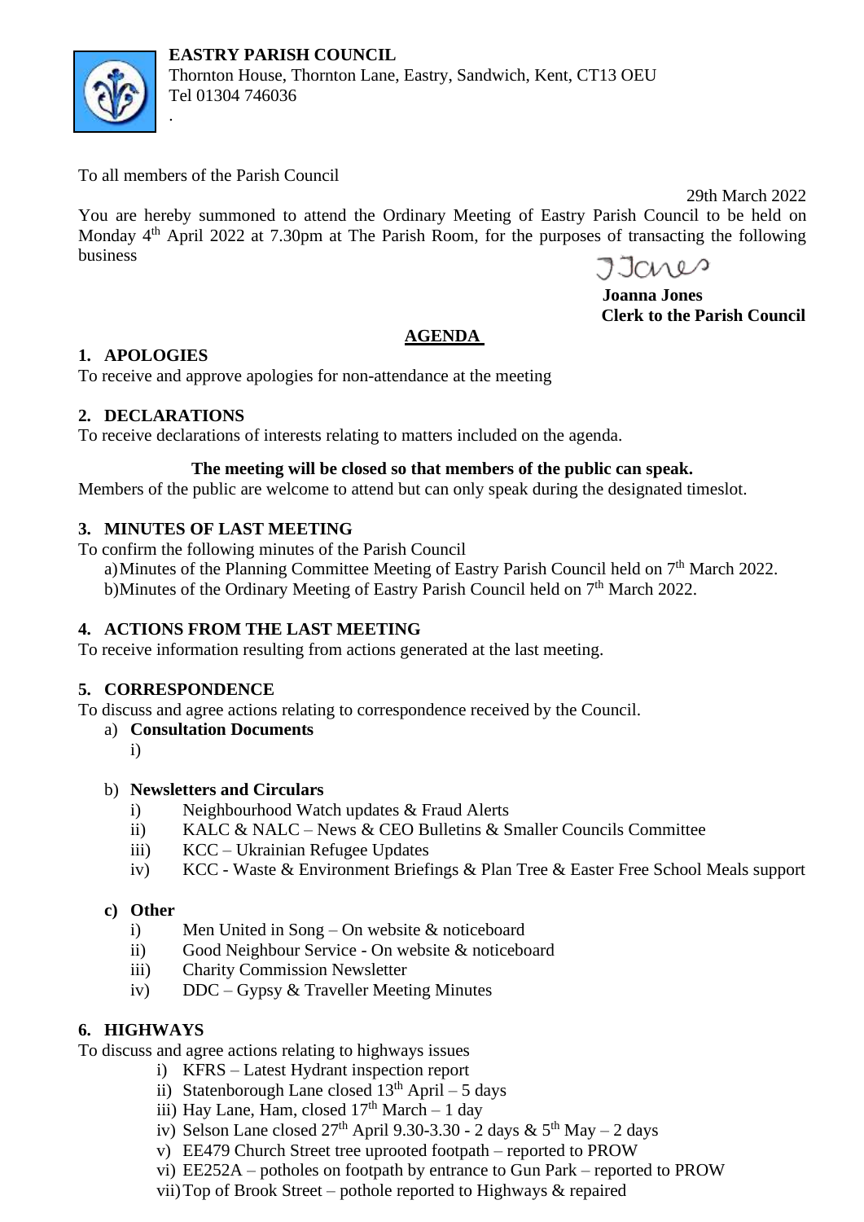**EASTRY PARISH COUNCIL**
Thornton House, Thornton Lane, Eastry, Sandwich, Kent, CT13 OEU
Tel 01304 746036

To all members of the Parish Council

29th March 2022

You are hereby summoned to attend the Ordinary Meeting of Eastry Parish Council to be held on Monday 4th April 2022 at 7.30pm at The Parish Room, for the purposes of transacting the following business

JJones

**Joanna Jones**
**Clerk to the Parish Council**

## AGENDA

### 1. APOLOGIES

To receive and approve apologies for non-attendance at the meeting

### 2. DECLARATIONS

To receive declarations of interests relating to matters included on the agenda.

**The meeting will be closed so that members of the public can speak.**

Members of the public are welcome to attend but can only speak during the designated timeslot.

### 3. MINUTES OF LAST MEETING

To confirm the following minutes of the Parish Council

a) Minutes of the Planning Committee Meeting of Eastry Parish Council held on 7th March 2022.
b) Minutes of the Ordinary Meeting of Eastry Parish Council held on 7th March 2022.

### 4. ACTIONS FROM THE LAST MEETING

To receive information resulting from actions generated at the last meeting.

### 5. CORRESPONDENCE

To discuss and agree actions relating to correspondence received by the Council.

a) **Consultation Documents**
   i)

b) **Newsletters and Circulars**
   i) Neighbourhood Watch updates & Fraud Alerts
   ii) KALC & NALC – News & CEO Bulletins & Smaller Councils Committee
   iii) KCC – Ukrainian Refugee Updates
   iv) KCC - Waste & Environment Briefings & Plan Tree & Easter Free School Meals support

c) **Other**
   i) Men United in Song – On website & noticeboard
   ii) Good Neighbour Service - On website & noticeboard
   iii) Charity Commission Newsletter
   iv) DDC – Gypsy & Traveller Meeting Minutes

### 6. HIGHWAYS

To discuss and agree actions relating to highways issues

i) KFRS – Latest Hydrant inspection report
ii) Statenborough Lane closed 13th April – 5 days
iii) Hay Lane, Ham, closed 17th March – 1 day
iv) Selson Lane closed 27th April 9.30-3.30 - 2 days & 5th May – 2 days
v) EE479 Church Street tree uprooted footpath – reported to PROW
vi) EE252A – potholes on footpath by entrance to Gun Park – reported to PROW
vii) Top of Brook Street – pothole reported to Highways & repaired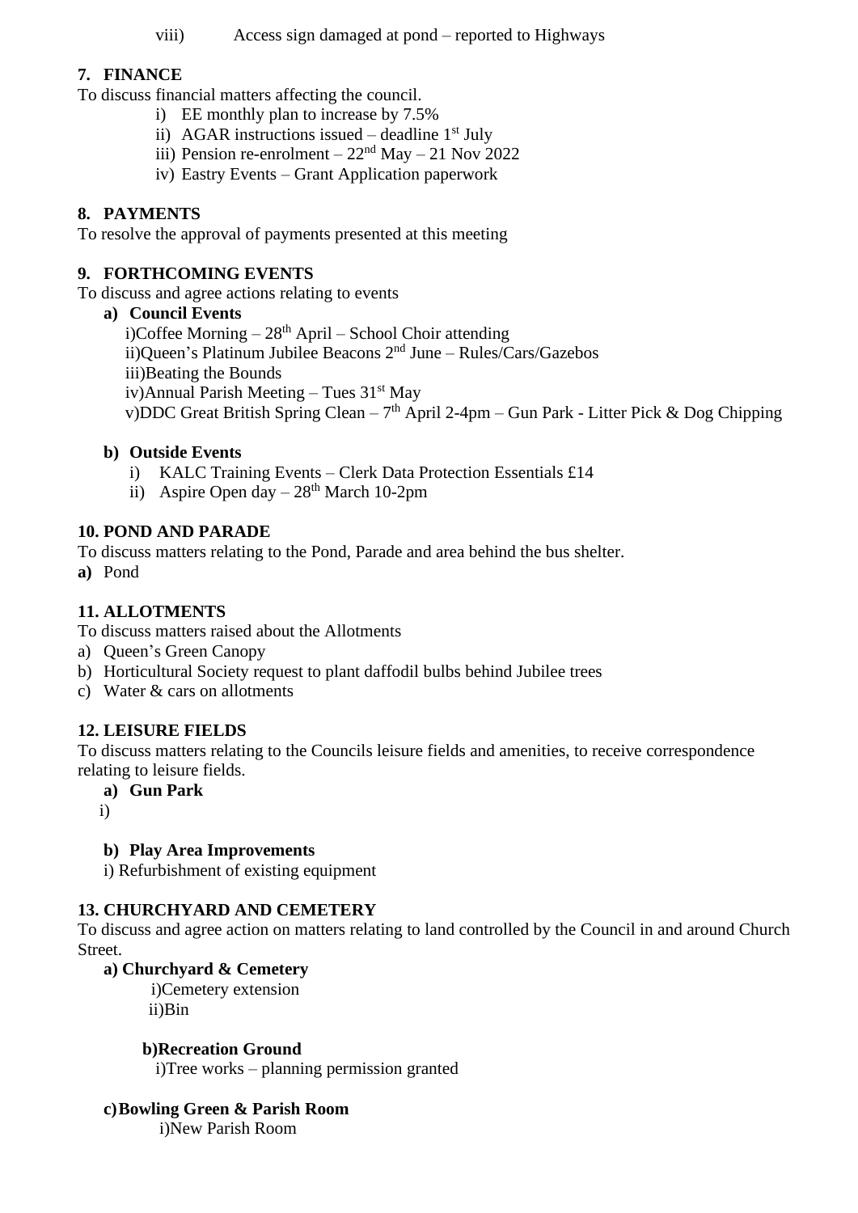viii) Access sign damaged at pond – reported to Highways

## 7. FINANCE

To discuss financial matters affecting the council.

- i) EE monthly plan to increase by 7.5%
- ii) AGAR instructions issued – deadline 1st July
- iii) Pension re-enrolment – 22nd May – 21 Nov 2022
- iv) Eastry Events – Grant Application paperwork

## 8. PAYMENTS

To resolve the approval of payments presented at this meeting

## 9. FORTHCOMING EVENTS

To discuss and agree actions relating to events

**a) Council Events**

- i) Coffee Morning – 28th April – School Choir attending
- ii) Queen's Platinum Jubilee Beacons 2nd June – Rules/Cars/Gazebos
- iii) Beating the Bounds
- iv) Annual Parish Meeting – Tues 31st May
- v) DDC Great British Spring Clean – 7th April 2-4pm – Gun Park - Litter Pick & Dog Chipping

**b) Outside Events**

- i) KALC Training Events – Clerk Data Protection Essentials £14
- ii) Aspire Open day – 28th March 10-2pm

## 10. POND AND PARADE

To discuss matters relating to the Pond, Parade and area behind the bus shelter.

**a)** Pond

## 11. ALLOTMENTS

To discuss matters raised about the Allotments

- a) Queen's Green Canopy
- b) Horticultural Society request to plant daffodil bulbs behind Jubilee trees
- c) Water & cars on allotments

## 12. LEISURE FIELDS

To discuss matters relating to the Councils leisure fields and amenities, to receive correspondence relating to leisure fields.

**a) Gun Park**

i)

**b) Play Area Improvements**

i) Refurbishment of existing equipment

## 13. CHURCHYARD AND CEMETERY

To discuss and agree action on matters relating to land controlled by the Council in and around Church Street.

**a) Churchyard & Cemetery**

- i) Cemetery extension
- ii) Bin

**b) Recreation Ground**

i) Tree works – planning permission granted

**c) Bowling Green & Parish Room**

i) New Parish Room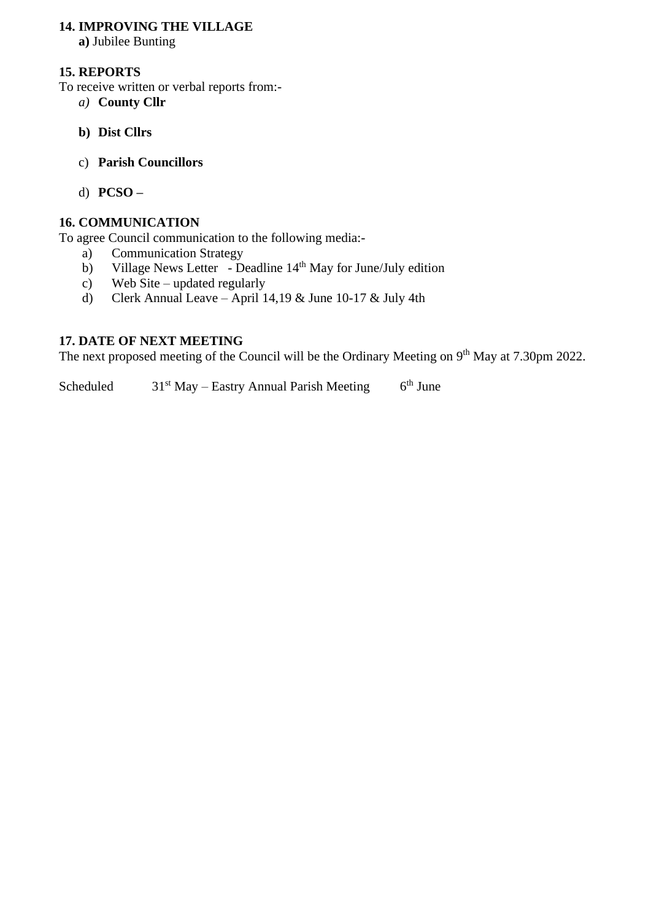**14. IMPROVING THE VILLAGE**

**a)** Jubilee Bunting

**15. REPORTS**

To receive written or verbal reports from:-

*a)* **County Cllr**

**b) Dist Cllrs**

c) **Parish Councillors**

d) **PCSO –**

**16. COMMUNICATION**

To agree Council communication to the following media:-

a) Communication Strategy
b) Village News Letter - Deadline 14th May for June/July edition
c) Web Site – updated regularly
d) Clerk Annual Leave – April 14,19 & June 10-17 & July 4th

**17. DATE OF NEXT MEETING**

The next proposed meeting of the Council will be the Ordinary Meeting on 9th May at 7.30pm 2022.

Scheduled 31st May – Eastry Annual Parish Meeting 6th June